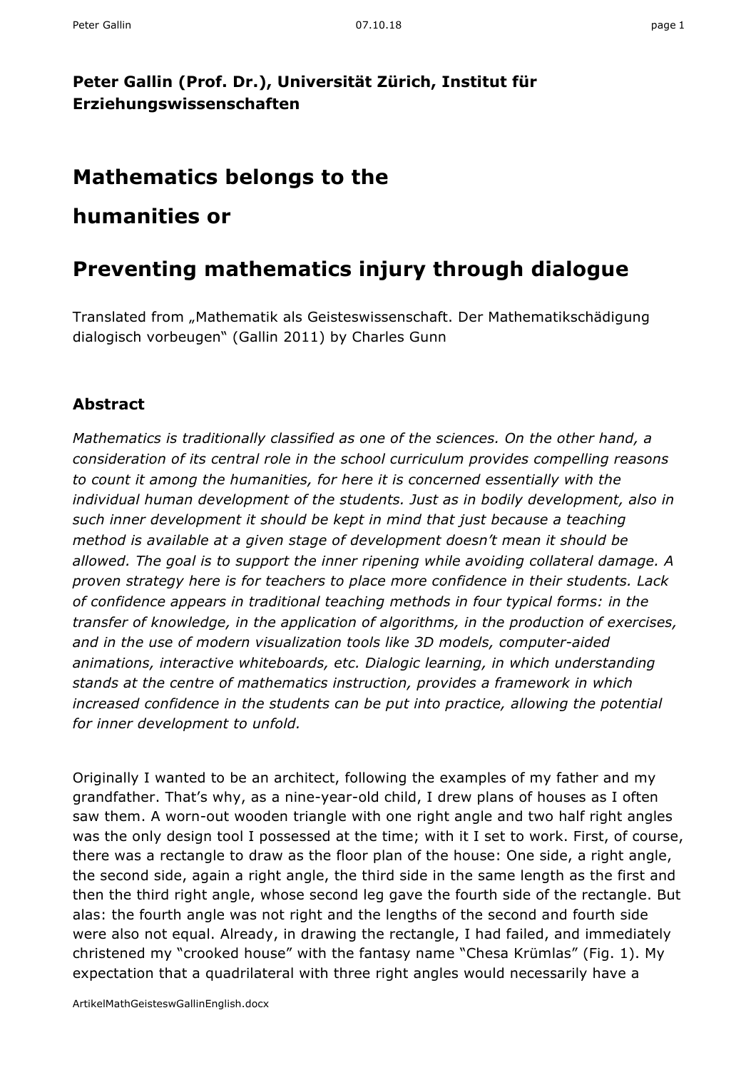**Peter Gallin (Prof. Dr.), Universität Zürich, Institut für Erziehungswissenschaften**

# Mathematics belongs to the humanities or

# Preventing mathematics injury through dialogue

Translated from „Mathematik als Geisteswissenschaft. Der Mathematikschädigung dialogisch vorbeugen" (Gallin 2011) by Charles Gunn

## Abstract

*Mathematics is traditionally classified as one of the sciences. On the other hand, a consideration of its central role in the school curriculum provides compelling reasons to count it among the humanities, for here it is concerned essentially with the individual human development of the students. Just as in bodily development, also in such inner development it should be kept in mind that just because a teaching method is available at a given stage of development doesn't mean it should be allowed. The goal is to support the inner ripening while avoiding collateral damage. A proven strategy here is for teachers to place more confidence in their students. Lack of confidence appears in traditional teaching methods in four typical forms: in the transfer of knowledge, in the application of algorithms, in the production of exercises, and in the use of modern visualization tools like 3D models, computer-aided animations, interactive whiteboards, etc. Dialogic learning, in which understanding stands at the centre of mathematics instruction, provides a framework in which increased confidence in the students can be put into practice, allowing the potential for inner development to unfold.*

Originally I wanted to be an architect, following the examples of my father and my grandfather. That's why, as a nine-year-old child, I drew plans of houses as I often saw them. A worn-out wooden triangle with one right angle and two half right angles was the only design tool I possessed at the time; with it I set to work. First, of course, there was a rectangle to draw as the floor plan of the house: One side, a right angle, the second side, again a right angle, the third side in the same length as the first and then the third right angle, whose second leg gave the fourth side of the rectangle. But alas: the fourth angle was not right and the lengths of the second and fourth side were also not equal. Already, in drawing the rectangle, I had failed, and immediately christened my "crooked house" with the fantasy name "Chesa Krümlas" (Fig. 1). My expectation that a quadrilateral with three right angles would necessarily have a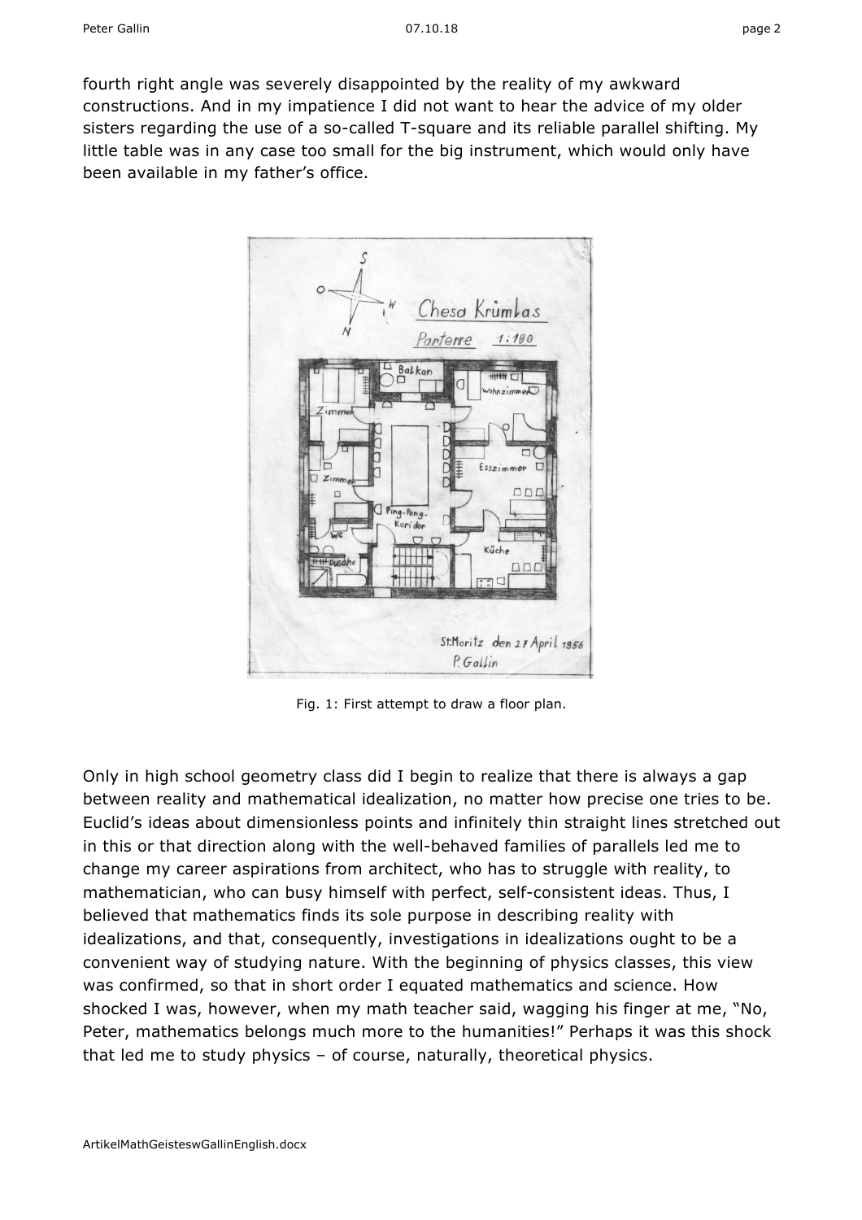fourth right angle was severely disappointed by the reality of my awkward constructions. And in my impatience I did not want to hear the advice of my older sisters regarding the use of a so-called T-square and its reliable parallel shifting. My little table was in any case too small for the big instrument, which would only have been available in my father's office.

Fig. 1: First attempt to draw a floor plan.

Only in high school geometry class did I begin to realize that there is always a gap between reality and mathematical idealization, no matter how precise one tries to be. Euclid's ideas about dimensionless points and infinitely thin straight lines stretched out in this or that direction along with the well-behaved families of parallels led me to change my career aspirations from architect, who has to struggle with reality, to mathematician, who can busy himself with perfect, self-consistent ideas. Thus, I believed that mathematics finds its sole purpose in describing reality with idealizations, and that, consequently, investigations in idealizations ought to be a convenient way of studying nature. With the beginning of physics classes, this view was confirmed, so that in short order I equated mathematics and science. How shocked I was, however, when my math teacher said, wagging his finger at me, "No, Peter, mathematics belongs much more to the humanities!" Perhaps it was this shock that led me to study physics – of course, naturally, theoretical physics.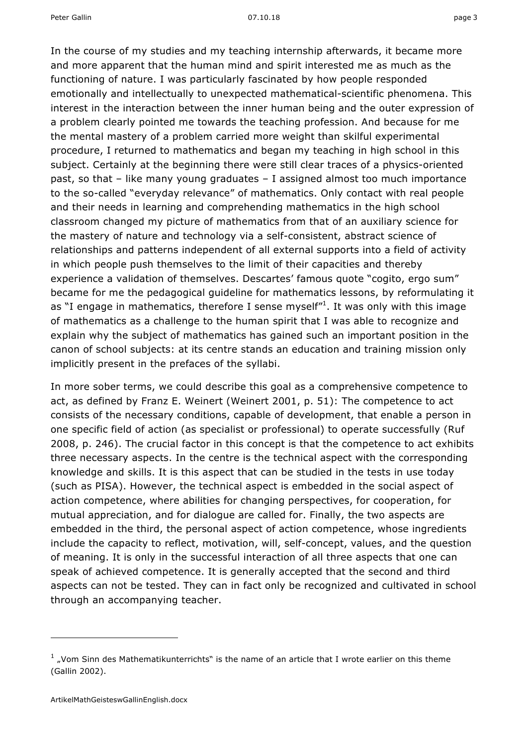In the course of my studies and my teaching internship afterwards, it became more and more apparent that the human mind and spirit interested me as much as the functioning of nature. I was particularly fascinated by how people responded emotionally and intellectually to unexpected mathematical-scientific phenomena. This interest in the interaction between the inner human being and the outer expression of a problem clearly pointed me towards the teaching profession. And because for me the mental mastery of a problem carried more weight than skilful experimental procedure, I returned to mathematics and began my teaching in high school in this subject. Certainly at the beginning there were still clear traces of a physics-oriented past, so that – like many young graduates – I assigned almost too much importance to the so-called "everyday relevance" of mathematics. Only contact with real people and their needs in learning and comprehending mathematics in the high school classroom changed my picture of mathematics from that of an auxiliary science for the mastery of nature and technology via a self-consistent, abstract science of relationships and patterns independent of all external supports into a field of activity in which people push themselves to the limit of their capacities and thereby experience a validation of themselves. Descartes' famous quote "cogito, ergo sum" became for me the pedagogical guideline for mathematics lessons, by reformulating it as "I engage in mathematics, therefore I sense myself"[1]. It was only with this image of mathematics as a challenge to the human spirit that I was able to recognize and explain why the subject of mathematics has gained such an important position in the canon of school subjects: at its centre stands an education and training mission only implicitly present in the prefaces of the syllabi.

In more sober terms, we could describe this goal as a comprehensive competence to act, as defined by Franz E. Weinert (Weinert 2001, p. 51): The competence to act consists of the necessary conditions, capable of development, that enable a person in one specific field of action (as specialist or professional) to operate successfully (Ruf 2008, p. 246). The crucial factor in this concept is that the competence to act exhibits three necessary aspects. In the centre is the technical aspect with the corresponding knowledge and skills. It is this aspect that can be studied in the tests in use today (such as PISA). However, the technical aspect is embedded in the social aspect of action competence, where abilities for changing perspectives, for cooperation, for mutual appreciation, and for dialogue are called for. Finally, the two aspects are embedded in the third, the personal aspect of action competence, whose ingredients include the capacity to reflect, motivation, will, self-concept, values, and the question of meaning. It is only in the successful interaction of all three aspects that one can speak of achieved competence. It is generally accepted that the second and third aspects can not be tested. They can in fact only be recognized and cultivated in school through an accompanying teacher.

[1] „Vom Sinn des Mathematikunterrichts" is the name of an article that I wrote earlier on this theme (Gallin 2002).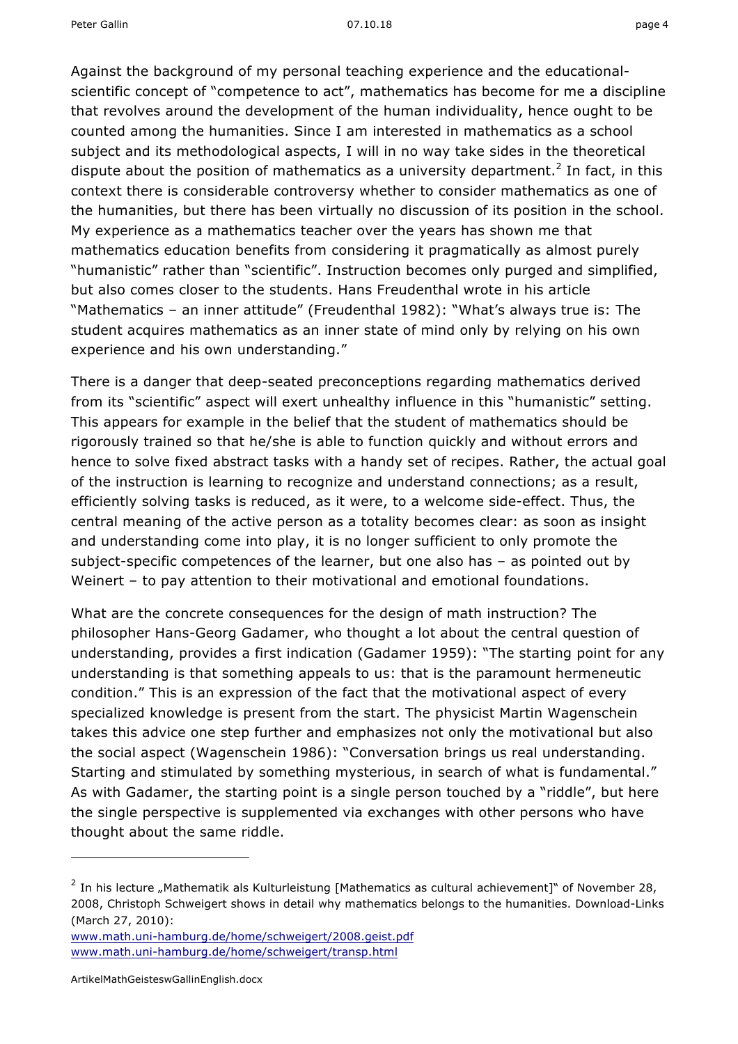Against the background of my personal teaching experience and the educational-scientific concept of "competence to act", mathematics has become for me a discipline that revolves around the development of the human individuality, hence ought to be counted among the humanities. Since I am interested in mathematics as a school subject and its methodological aspects, I will in no way take sides in the theoretical dispute about the position of mathematics as a university department.[2] In fact, in this context there is considerable controversy whether to consider mathematics as one of the humanities, but there has been virtually no discussion of its position in the school. My experience as a mathematics teacher over the years has shown me that mathematics education benefits from considering it pragmatically as almost purely "humanistic" rather than "scientific". Instruction becomes only purged and simplified, but also comes closer to the students. Hans Freudenthal wrote in his article "Mathematics – an inner attitude" (Freudenthal 1982): "What's always true is: The student acquires mathematics as an inner state of mind only by relying on his own experience and his own understanding."

There is a danger that deep-seated preconceptions regarding mathematics derived from its "scientific" aspect will exert unhealthy influence in this "humanistic" setting. This appears for example in the belief that the student of mathematics should be rigorously trained so that he/she is able to function quickly and without errors and hence to solve fixed abstract tasks with a handy set of recipes. Rather, the actual goal of the instruction is learning to recognize and understand connections; as a result, efficiently solving tasks is reduced, as it were, to a welcome side-effect. Thus, the central meaning of the active person as a totality becomes clear: as soon as insight and understanding come into play, it is no longer sufficient to only promote the subject-specific competences of the learner, but one also has – as pointed out by Weinert – to pay attention to their motivational and emotional foundations.

What are the concrete consequences for the design of math instruction? The philosopher Hans-Georg Gadamer, who thought a lot about the central question of understanding, provides a first indication (Gadamer 1959): "The starting point for any understanding is that something appeals to us: that is the paramount hermeneutic condition." This is an expression of the fact that the motivational aspect of every specialized knowledge is present from the start. The physicist Martin Wagenschein takes this advice one step further and emphasizes not only the motivational but also the social aspect (Wagenschein 1986): "Conversation brings us real understanding. Starting and stimulated by something mysterious, in search of what is fundamental." As with Gadamer, the starting point is a single person touched by a "riddle", but here the single perspective is supplemented via exchanges with other persons who have thought about the same riddle.

---

[2] In his lecture „Mathematik als Kulturleistung [Mathematics as cultural achievement]" of November 28, 2008, Christoph Schweigert shows in detail why mathematics belongs to the humanities. Download-Links (March 27, 2010):
www.math.uni-hamburg.de/home/schweigert/2008.geist.pdf
www.math.uni-hamburg.de/home/schweigert/transp.html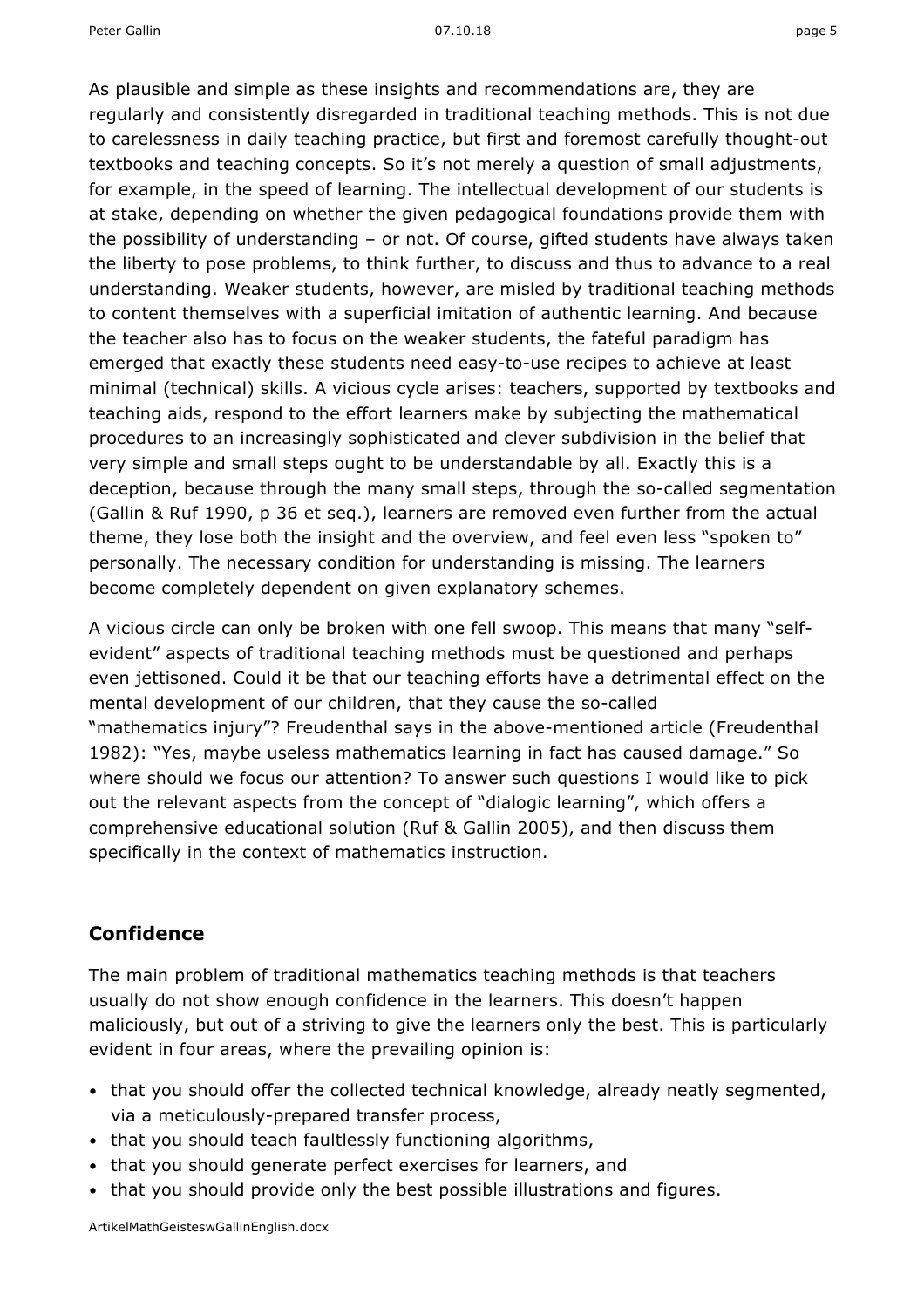As plausible and simple as these insights and recommendations are, they are regularly and consistently disregarded in traditional teaching methods. This is not due to carelessness in daily teaching practice, but first and foremost carefully thought-out textbooks and teaching concepts. So it's not merely a question of small adjustments, for example, in the speed of learning. The intellectual development of our students is at stake, depending on whether the given pedagogical foundations provide them with the possibility of understanding – or not. Of course, gifted students have always taken the liberty to pose problems, to think further, to discuss and thus to advance to a real understanding. Weaker students, however, are misled by traditional teaching methods to content themselves with a superficial imitation of authentic learning. And because the teacher also has to focus on the weaker students, the fateful paradigm has emerged that exactly these students need easy-to-use recipes to achieve at least minimal (technical) skills. A vicious cycle arises: teachers, supported by textbooks and teaching aids, respond to the effort learners make by subjecting the mathematical procedures to an increasingly sophisticated and clever subdivision in the belief that very simple and small steps ought to be understandable by all. Exactly this is a deception, because through the many small steps, through the so-called segmentation (Gallin & Ruf 1990, p 36 et seq.), learners are removed even further from the actual theme, they lose both the insight and the overview, and feel even less "spoken to" personally. The necessary condition for understanding is missing. The learners become completely dependent on given explanatory schemes.

A vicious circle can only be broken with one fell swoop. This means that many "self-evident" aspects of traditional teaching methods must be questioned and perhaps even jettisoned. Could it be that our teaching efforts have a detrimental effect on the mental development of our children, that they cause the so-called "mathematics injury"? Freudenthal says in the above-mentioned article (Freudenthal 1982): "Yes, maybe useless mathematics learning in fact has caused damage." So where should we focus our attention? To answer such questions I would like to pick out the relevant aspects from the concept of "dialogic learning", which offers a comprehensive educational solution (Ruf & Gallin 2005), and then discuss them specifically in the context of mathematics instruction.

## Confidence

The main problem of traditional mathematics teaching methods is that teachers usually do not show enough confidence in the learners. This doesn't happen maliciously, but out of a striving to give the learners only the best. This is particularly evident in four areas, where the prevailing opinion is:

- that you should offer the collected technical knowledge, already neatly segmented, via a meticulously-prepared transfer process,
- that you should teach faultlessly functioning algorithms,
- that you should generate perfect exercises for learners, and
- that you should provide only the best possible illustrations and figures.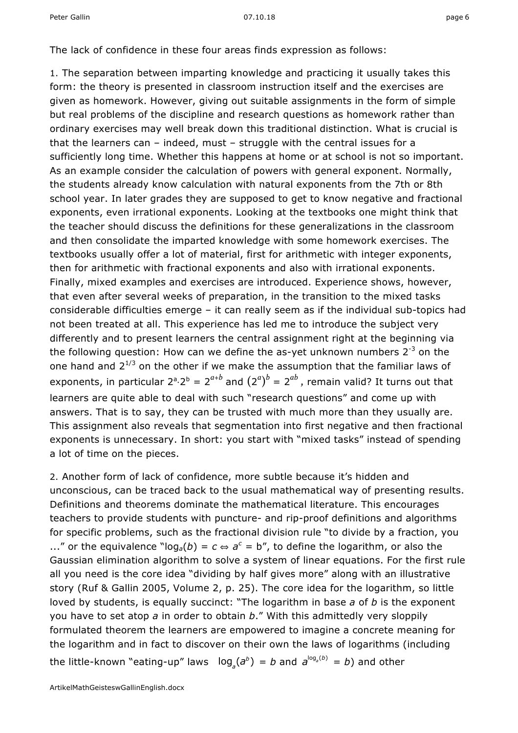The lack of confidence in these four areas finds expression as follows:

1. The separation between imparting knowledge and practicing it usually takes this form: the theory is presented in classroom instruction itself and the exercises are given as homework. However, giving out suitable assignments in the form of simple but real problems of the discipline and research questions as homework rather than ordinary exercises may well break down this traditional distinction. What is crucial is that the learners can – indeed, must – struggle with the central issues for a sufficiently long time. Whether this happens at home or at school is not so important. As an example consider the calculation of powers with general exponent. Normally, the students already know calculation with natural exponents from the 7th or 8th school year. In later grades they are supposed to get to know negative and fractional exponents, even irrational exponents. Looking at the textbooks one might think that the teacher should discuss the definitions for these generalizations in the classroom and then consolidate the imparted knowledge with some homework exercises. The textbooks usually offer a lot of material, first for arithmetic with integer exponents, then for arithmetic with fractional exponents and also with irrational exponents. Finally, mixed examples and exercises are introduced. Experience shows, however, that even after several weeks of preparation, in the transition to the mixed tasks considerable difficulties emerge – it can really seem as if the individual sub-topics had not been treated at all. This experience has led me to introduce the subject very differently and to present learners the central assignment right at the beginning via the following question: How can we define the as-yet unknown numbers $2^{-3}$ on the one hand and $2^{1/3}$ on the other if we make the assumption that the familiar laws of exponents, in particular $2^a \cdot 2^b = 2^{a+b}$ and $\left(2^a\right)^b = 2^{ab}$, remain valid? It turns out that learners are quite able to deal with such "research questions" and come up with answers. That is to say, they can be trusted with much more than they usually are. This assignment also reveals that segmentation into first negative and then fractional exponents is unnecessary. In short: you start with "mixed tasks" instead of spending a lot of time on the pieces.

2. Another form of lack of confidence, more subtle because it's hidden and unconscious, can be traced back to the usual mathematical way of presenting results. Definitions and theorems dominate the mathematical literature. This encourages teachers to provide students with puncture- and rip-proof definitions and algorithms for specific problems, such as the fractional division rule "to divide by a fraction, you ..." or the equivalence "$\log_a(b) = c \Leftrightarrow a^c = b$", to define the logarithm, or also the Gaussian elimination algorithm to solve a system of linear equations. For the first rule all you need is the core idea "dividing by half gives more" along with an illustrative story (Ruf & Gallin 2005, Volume 2, p. 25). The core idea for the logarithm, so little loved by students, is equally succinct: "The logarithm in base *a* of *b* is the exponent you have to set atop *a* in order to obtain *b*." With this admittedly very sloppily formulated theorem the learners are empowered to imagine a concrete meaning for the logarithm and in fact to discover on their own the laws of logarithms (including the little-known "eating-up" laws $\log_a(a^b) = b$ and $a^{\log_a(b)} = b$) and other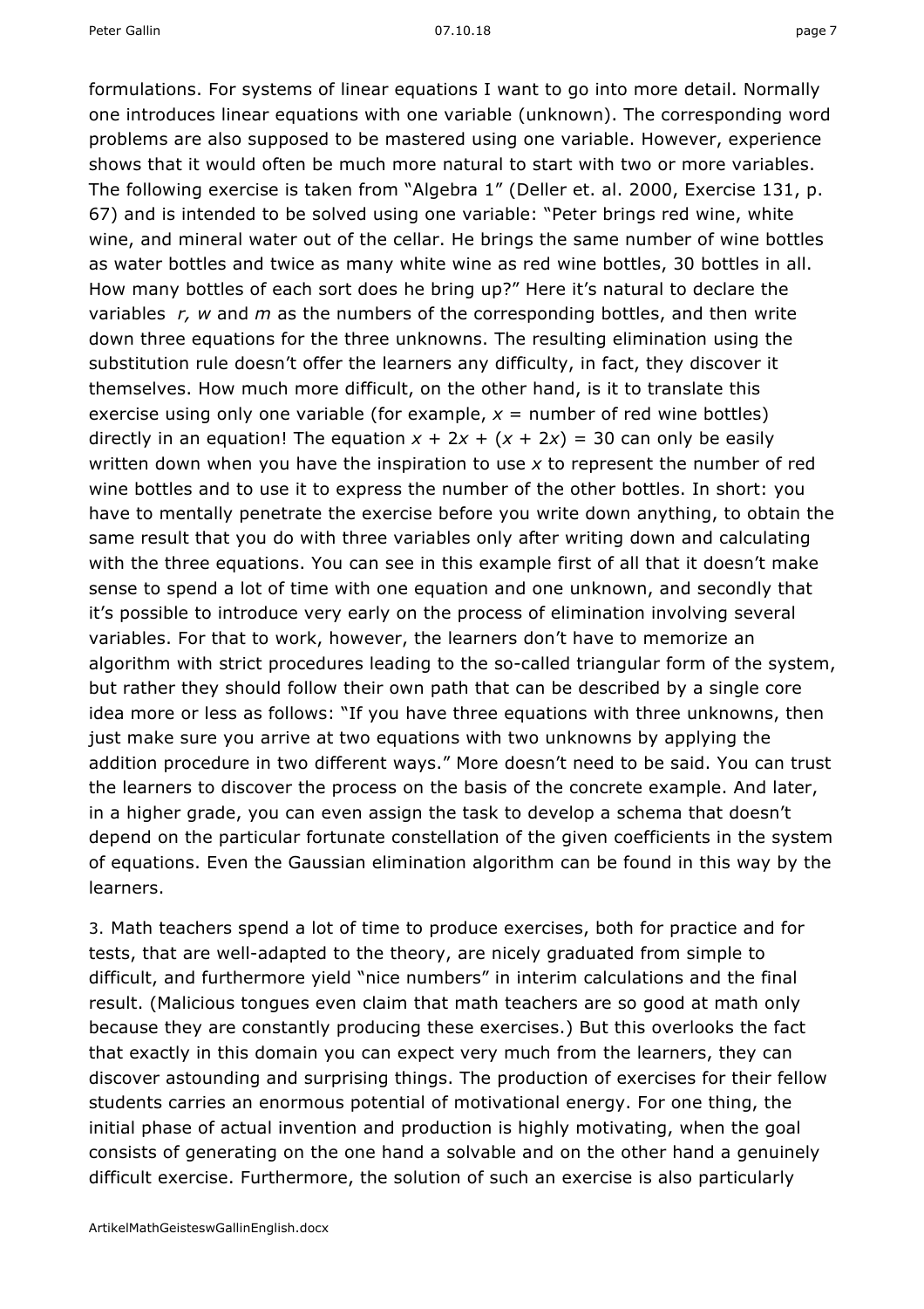formulations. For systems of linear equations I want to go into more detail. Normally one introduces linear equations with one variable (unknown). The corresponding word problems are also supposed to be mastered using one variable. However, experience shows that it would often be much more natural to start with two or more variables. The following exercise is taken from "Algebra 1" (Deller et. al. 2000, Exercise 131, p. 67) and is intended to be solved using one variable: "Peter brings red wine, white wine, and mineral water out of the cellar. He brings the same number of wine bottles as water bottles and twice as many white wine as red wine bottles, 30 bottles in all. How many bottles of each sort does he bring up?" Here it's natural to declare the variables $r$, $w$ and $m$ as the numbers of the corresponding bottles, and then write down three equations for the three unknowns. The resulting elimination using the substitution rule doesn't offer the learners any difficulty, in fact, they discover it themselves. How much more difficult, on the other hand, is it to translate this exercise using only one variable (for example, $x$ = number of red wine bottles) directly in an equation! The equation $x + 2x + (x + 2x) = 30$ can only be easily written down when you have the inspiration to use $x$ to represent the number of red wine bottles and to use it to express the number of the other bottles. In short: you have to mentally penetrate the exercise before you write down anything, to obtain the same result that you do with three variables only after writing down and calculating with the three equations. You can see in this example first of all that it doesn't make sense to spend a lot of time with one equation and one unknown, and secondly that it's possible to introduce very early on the process of elimination involving several variables. For that to work, however, the learners don't have to memorize an algorithm with strict procedures leading to the so-called triangular form of the system, but rather they should follow their own path that can be described by a single core idea more or less as follows: "If you have three equations with three unknowns, then just make sure you arrive at two equations with two unknowns by applying the addition procedure in two different ways." More doesn't need to be said. You can trust the learners to discover the process on the basis of the concrete example. And later, in a higher grade, you can even assign the task to develop a schema that doesn't depend on the particular fortunate constellation of the given coefficients in the system of equations. Even the Gaussian elimination algorithm can be found in this way by the learners.

3. Math teachers spend a lot of time to produce exercises, both for practice and for tests, that are well-adapted to the theory, are nicely graduated from simple to difficult, and furthermore yield "nice numbers" in interim calculations and the final result. (Malicious tongues even claim that math teachers are so good at math only because they are constantly producing these exercises.) But this overlooks the fact that exactly in this domain you can expect very much from the learners, they can discover astounding and surprising things. The production of exercises for their fellow students carries an enormous potential of motivational energy. For one thing, the initial phase of actual invention and production is highly motivating, when the goal consists of generating on the one hand a solvable and on the other hand a genuinely difficult exercise. Furthermore, the solution of such an exercise is also particularly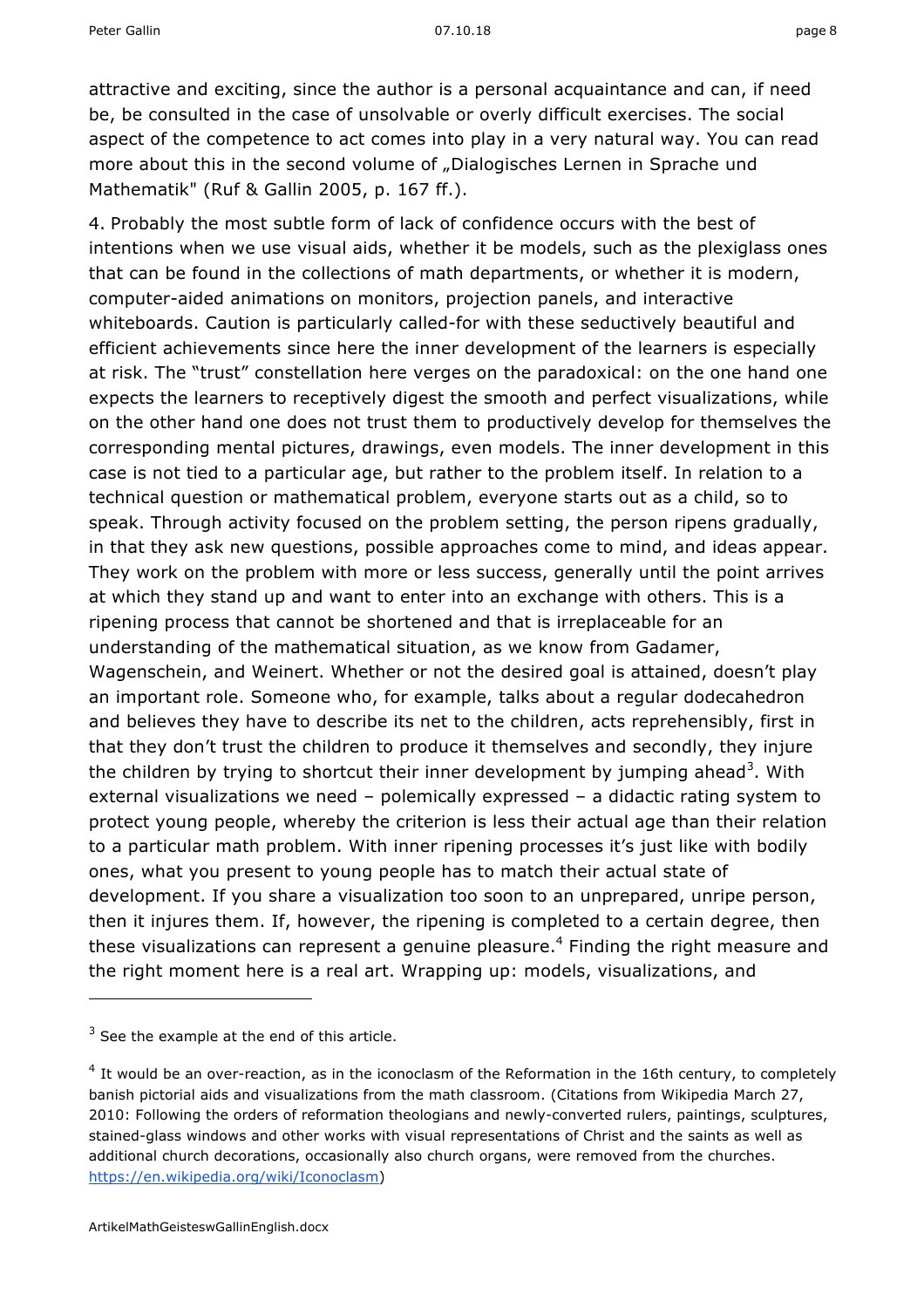attractive and exciting, since the author is a personal acquaintance and can, if need be, be consulted in the case of unsolvable or overly difficult exercises. The social aspect of the competence to act comes into play in a very natural way. You can read more about this in the second volume of „Dialogisches Lernen in Sprache und Mathematik" (Ruf & Gallin 2005, p. 167 ff.).

4. Probably the most subtle form of lack of confidence occurs with the best of intentions when we use visual aids, whether it be models, such as the plexiglass ones that can be found in the collections of math departments, or whether it is modern, computer-aided animations on monitors, projection panels, and interactive whiteboards. Caution is particularly called-for with these seductively beautiful and efficient achievements since here the inner development of the learners is especially at risk. The "trust" constellation here verges on the paradoxical: on the one hand one expects the learners to receptively digest the smooth and perfect visualizations, while on the other hand one does not trust them to productively develop for themselves the corresponding mental pictures, drawings, even models. The inner development in this case is not tied to a particular age, but rather to the problem itself. In relation to a technical question or mathematical problem, everyone starts out as a child, so to speak. Through activity focused on the problem setting, the person ripens gradually, in that they ask new questions, possible approaches come to mind, and ideas appear. They work on the problem with more or less success, generally until the point arrives at which they stand up and want to enter into an exchange with others. This is a ripening process that cannot be shortened and that is irreplaceable for an understanding of the mathematical situation, as we know from Gadamer, Wagenschein, and Weinert. Whether or not the desired goal is attained, doesn't play an important role. Someone who, for example, talks about a regular dodecahedron and believes they have to describe its net to the children, acts reprehensibly, first in that they don't trust the children to produce it themselves and secondly, they injure the children by trying to shortcut their inner development by jumping ahead[3]. With external visualizations we need – polemically expressed – a didactic rating system to protect young people, whereby the criterion is less their actual age than their relation to a particular math problem. With inner ripening processes it's just like with bodily ones, what you present to young people has to match their actual state of development. If you share a visualization too soon to an unprepared, unripe person, then it injures them. If, however, the ripening is completed to a certain degree, then these visualizations can represent a genuine pleasure.[4] Finding the right measure and the right moment here is a real art. Wrapping up: models, visualizations, and

---

[3] See the example at the end of this article.

[4] It would be an over-reaction, as in the iconoclasm of the Reformation in the 16th century, to completely banish pictorial aids and visualizations from the math classroom. (Citations from Wikipedia March 27, 2010: Following the orders of reformation theologians and newly-converted rulers, paintings, sculptures, stained-glass windows and other works with visual representations of Christ and the saints as well as additional church decorations, occasionally also church organs, were removed from the churches. https://en.wikipedia.org/wiki/Iconoclasm)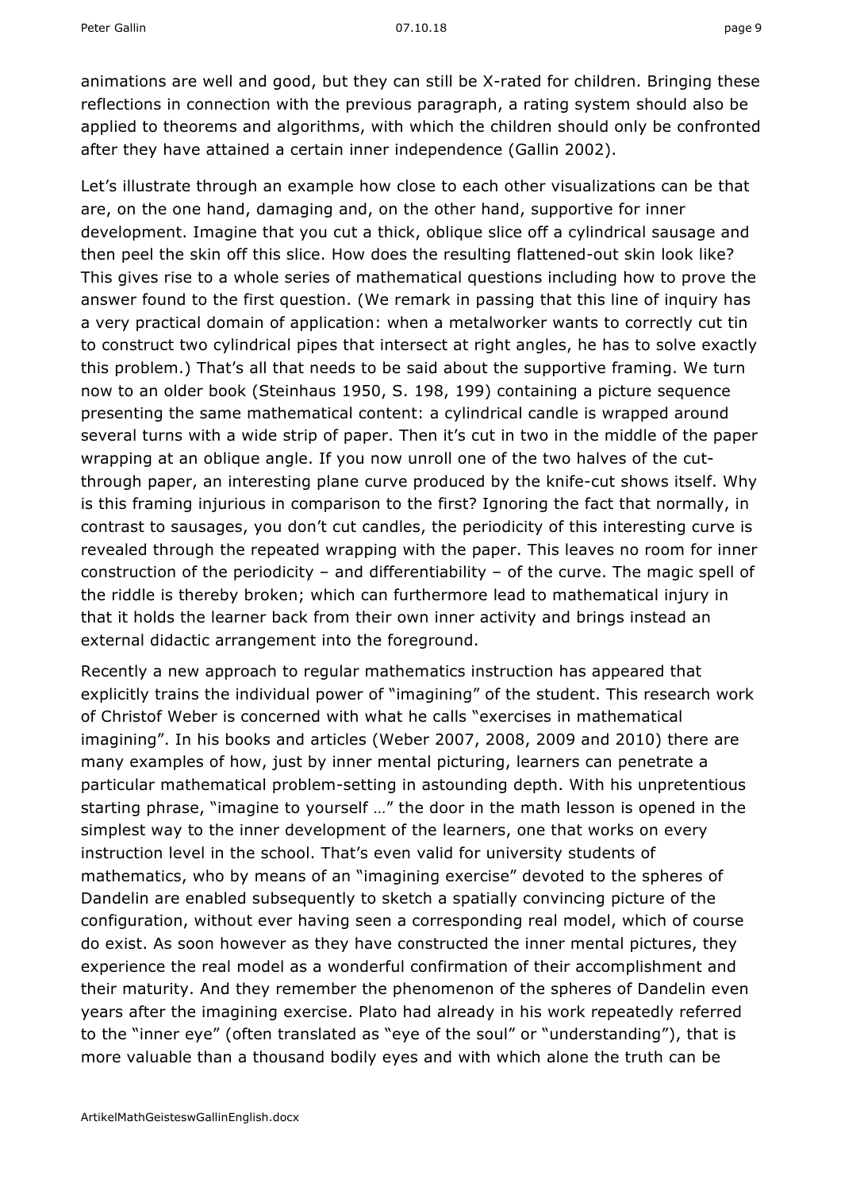animations are well and good, but they can still be X-rated for children. Bringing these reflections in connection with the previous paragraph, a rating system should also be applied to theorems and algorithms, with which the children should only be confronted after they have attained a certain inner independence (Gallin 2002).

Let's illustrate through an example how close to each other visualizations can be that are, on the one hand, damaging and, on the other hand, supportive for inner development. Imagine that you cut a thick, oblique slice off a cylindrical sausage and then peel the skin off this slice. How does the resulting flattened-out skin look like? This gives rise to a whole series of mathematical questions including how to prove the answer found to the first question. (We remark in passing that this line of inquiry has a very practical domain of application: when a metalworker wants to correctly cut tin to construct two cylindrical pipes that intersect at right angles, he has to solve exactly this problem.) That's all that needs to be said about the supportive framing. We turn now to an older book (Steinhaus 1950, S. 198, 199) containing a picture sequence presenting the same mathematical content: a cylindrical candle is wrapped around several turns with a wide strip of paper. Then it's cut in two in the middle of the paper wrapping at an oblique angle. If you now unroll one of the two halves of the cut-through paper, an interesting plane curve produced by the knife-cut shows itself. Why is this framing injurious in comparison to the first? Ignoring the fact that normally, in contrast to sausages, you don't cut candles, the periodicity of this interesting curve is revealed through the repeated wrapping with the paper. This leaves no room for inner construction of the periodicity – and differentiability – of the curve. The magic spell of the riddle is thereby broken; which can furthermore lead to mathematical injury in that it holds the learner back from their own inner activity and brings instead an external didactic arrangement into the foreground.

Recently a new approach to regular mathematics instruction has appeared that explicitly trains the individual power of "imagining" of the student. This research work of Christof Weber is concerned with what he calls "exercises in mathematical imagining". In his books and articles (Weber 2007, 2008, 2009 and 2010) there are many examples of how, just by inner mental picturing, learners can penetrate a particular mathematical problem-setting in astounding depth. With his unpretentious starting phrase, "imagine to yourself …" the door in the math lesson is opened in the simplest way to the inner development of the learners, one that works on every instruction level in the school. That's even valid for university students of mathematics, who by means of an "imagining exercise" devoted to the spheres of Dandelin are enabled subsequently to sketch a spatially convincing picture of the configuration, without ever having seen a corresponding real model, which of course do exist. As soon however as they have constructed the inner mental pictures, they experience the real model as a wonderful confirmation of their accomplishment and their maturity. And they remember the phenomenon of the spheres of Dandelin even years after the imagining exercise. Plato had already in his work repeatedly referred to the "inner eye" (often translated as "eye of the soul" or "understanding"), that is more valuable than a thousand bodily eyes and with which alone the truth can be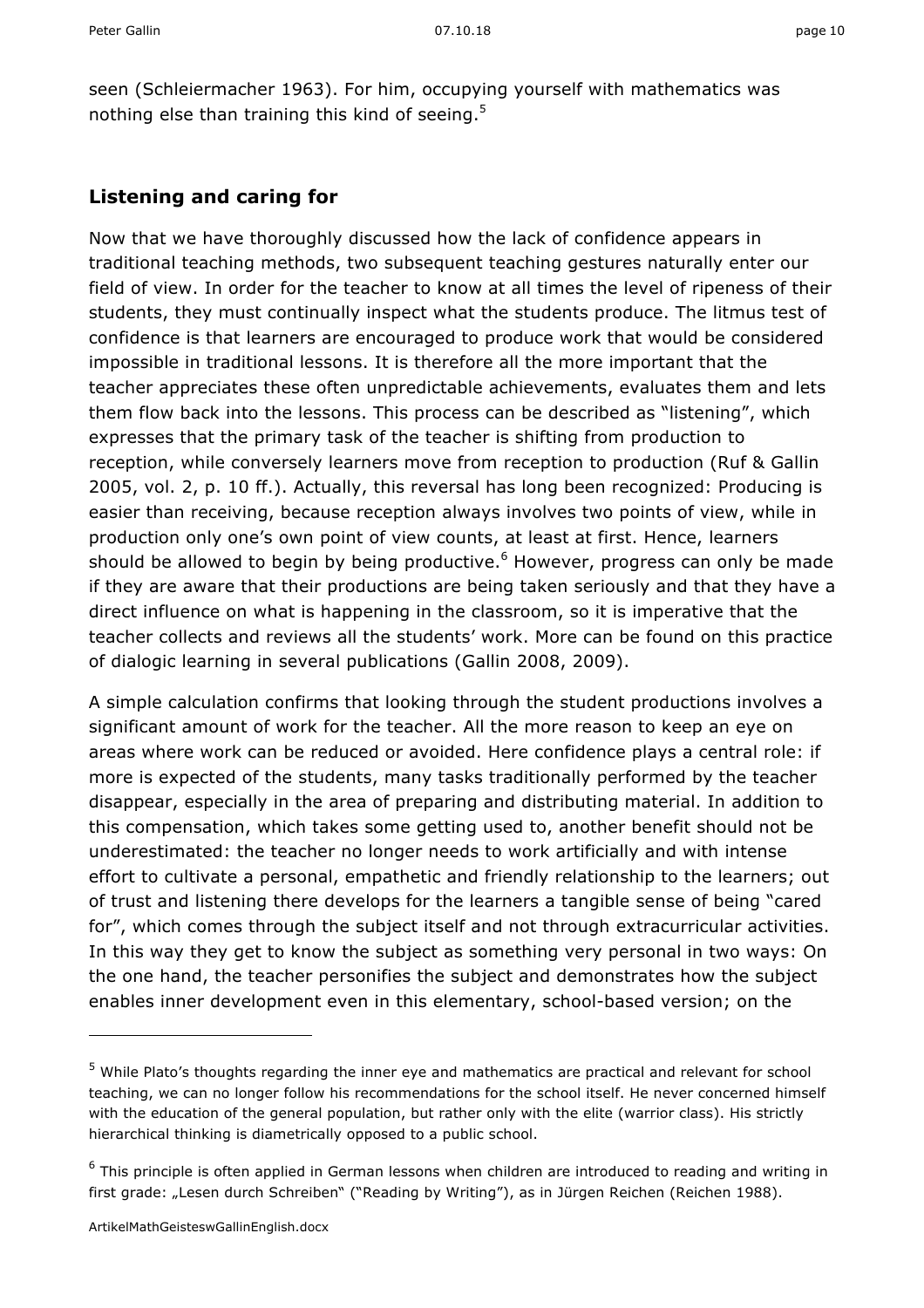seen (Schleiermacher 1963). For him, occupying yourself with mathematics was nothing else than training this kind of seeing.[5]

## Listening and caring for

Now that we have thoroughly discussed how the lack of confidence appears in traditional teaching methods, two subsequent teaching gestures naturally enter our field of view. In order for the teacher to know at all times the level of ripeness of their students, they must continually inspect what the students produce. The litmus test of confidence is that learners are encouraged to produce work that would be considered impossible in traditional lessons. It is therefore all the more important that the teacher appreciates these often unpredictable achievements, evaluates them and lets them flow back into the lessons. This process can be described as "listening", which expresses that the primary task of the teacher is shifting from production to reception, while conversely learners move from reception to production (Ruf & Gallin 2005, vol. 2, p. 10 ff.). Actually, this reversal has long been recognized: Producing is easier than receiving, because reception always involves two points of view, while in production only one's own point of view counts, at least at first. Hence, learners should be allowed to begin by being productive.[6] However, progress can only be made if they are aware that their productions are being taken seriously and that they have a direct influence on what is happening in the classroom, so it is imperative that the teacher collects and reviews all the students' work. More can be found on this practice of dialogic learning in several publications (Gallin 2008, 2009).

A simple calculation confirms that looking through the student productions involves a significant amount of work for the teacher. All the more reason to keep an eye on areas where work can be reduced or avoided. Here confidence plays a central role: if more is expected of the students, many tasks traditionally performed by the teacher disappear, especially in the area of preparing and distributing material. In addition to this compensation, which takes some getting used to, another benefit should not be underestimated: the teacher no longer needs to work artificially and with intense effort to cultivate a personal, empathetic and friendly relationship to the learners; out of trust and listening there develops for the learners a tangible sense of being "cared for", which comes through the subject itself and not through extracurricular activities. In this way they get to know the subject as something very personal in two ways: On the one hand, the teacher personifies the subject and demonstrates how the subject enables inner development even in this elementary, school-based version; on the

---

[5] While Plato's thoughts regarding the inner eye and mathematics are practical and relevant for school teaching, we can no longer follow his recommendations for the school itself. He never concerned himself with the education of the general population, but rather only with the elite (warrior class). His strictly hierarchical thinking is diametrically opposed to a public school.

[6] This principle is often applied in German lessons when children are introduced to reading and writing in first grade: „Lesen durch Schreiben" ("Reading by Writing"), as in Jürgen Reichen (Reichen 1988).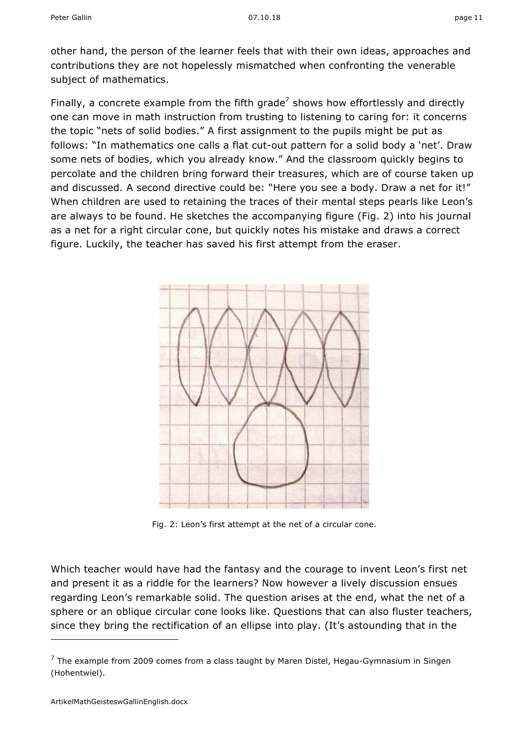other hand, the person of the learner feels that with their own ideas, approaches and contributions they are not hopelessly mismatched when confronting the venerable subject of mathematics.

Finally, a concrete example from the fifth grade[7] shows how effortlessly and directly one can move in math instruction from trusting to listening to caring for: it concerns the topic "nets of solid bodies." A first assignment to the pupils might be put as follows: "In mathematics one calls a flat cut-out pattern for a solid body a 'net'. Draw some nets of bodies, which you already know." And the classroom quickly begins to percolate and the children bring forward their treasures, which are of course taken up and discussed. A second directive could be: "Here you see a body. Draw a net for it!" When children are used to retaining the traces of their mental steps pearls like Leon's are always to be found. He sketches the accompanying figure (Fig. 2) into his journal as a net for a right circular cone, but quickly notes his mistake and draws a correct figure. Luckily, the teacher has saved his first attempt from the eraser.

Fig. 2: Leon's first attempt at the net of a circular cone.

Which teacher would have had the fantasy and the courage to invent Leon's first net and present it as a riddle for the learners? Now however a lively discussion ensues regarding Leon's remarkable solid. The question arises at the end, what the net of a sphere or an oblique circular cone looks like. Questions that can also fluster teachers, since they bring the rectification of an ellipse into play. (It's astounding that in the

[7] The example from 2009 comes from a class taught by Maren Distel, Hegau-Gymnasium in Singen (Hohentwiel).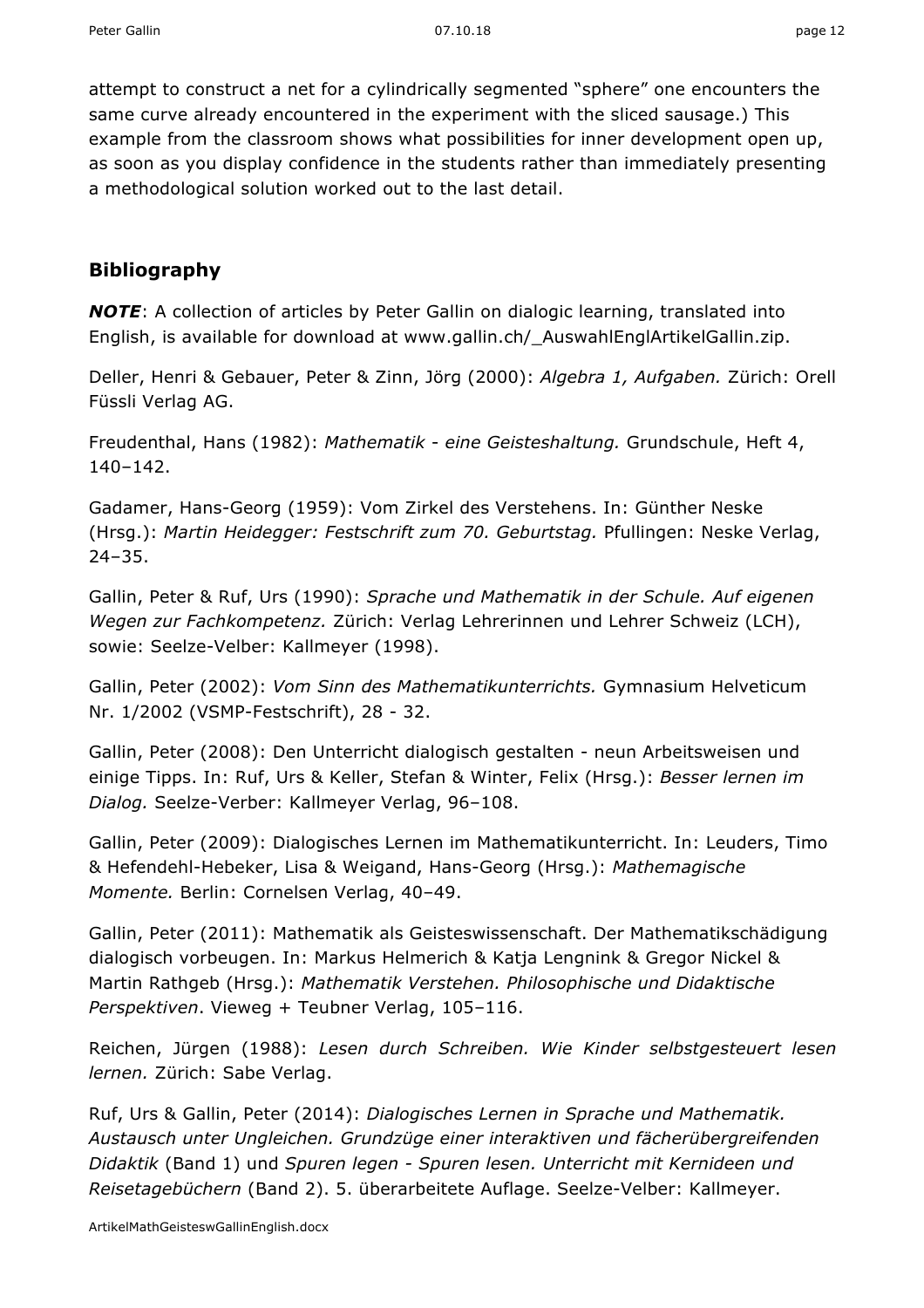attempt to construct a net for a cylindrically segmented "sphere" one encounters the same curve already encountered in the experiment with the sliced sausage.) This example from the classroom shows what possibilities for inner development open up, as soon as you display confidence in the students rather than immediately presenting a methodological solution worked out to the last detail.

## Bibliography

***NOTE***: A collection of articles by Peter Gallin on dialogic learning, translated into English, is available for download at www.gallin.ch/_AuswahlEnglArtikelGallin.zip.

Deller, Henri & Gebauer, Peter & Zinn, Jörg (2000): *Algebra 1, Aufgaben.* Zürich: Orell Füssli Verlag AG.

Freudenthal, Hans (1982): *Mathematik - eine Geisteshaltung.* Grundschule, Heft 4, 140–142.

Gadamer, Hans-Georg (1959): Vom Zirkel des Verstehens. In: Günther Neske (Hrsg.): *Martin Heidegger: Festschrift zum 70. Geburtstag.* Pfullingen: Neske Verlag, 24–35.

Gallin, Peter & Ruf, Urs (1990): *Sprache und Mathematik in der Schule. Auf eigenen Wegen zur Fachkompetenz.* Zürich: Verlag Lehrerinnen und Lehrer Schweiz (LCH), sowie: Seelze-Velber: Kallmeyer (1998).

Gallin, Peter (2002): *Vom Sinn des Mathematikunterrichts.* Gymnasium Helveticum Nr. 1/2002 (VSMP-Festschrift), 28 - 32.

Gallin, Peter (2008): Den Unterricht dialogisch gestalten - neun Arbeitsweisen und einige Tipps. In: Ruf, Urs & Keller, Stefan & Winter, Felix (Hrsg.): *Besser lernen im Dialog.* Seelze-Verber: Kallmeyer Verlag, 96–108.

Gallin, Peter (2009): Dialogisches Lernen im Mathematikunterricht. In: Leuders, Timo & Hefendehl-Hebeker, Lisa & Weigand, Hans-Georg (Hrsg.): *Mathemagische Momente.* Berlin: Cornelsen Verlag, 40–49.

Gallin, Peter (2011): Mathematik als Geisteswissenschaft. Der Mathematikschädigung dialogisch vorbeugen. In: Markus Helmerich & Katja Lengnink & Gregor Nickel & Martin Rathgeb (Hrsg.): *Mathematik Verstehen. Philosophische und Didaktische Perspektiven*. Vieweg + Teubner Verlag, 105–116.

Reichen, Jürgen (1988): *Lesen durch Schreiben. Wie Kinder selbstgesteuert lesen lernen.* Zürich: Sabe Verlag.

Ruf, Urs & Gallin, Peter (2014): *Dialogisches Lernen in Sprache und Mathematik. Austausch unter Ungleichen. Grundzüge einer interaktiven und fächerübergreifenden Didaktik* (Band 1) und *Spuren legen - Spuren lesen. Unterricht mit Kernideen und Reisetagebüchern* (Band 2). 5. überarbeitete Auflage. Seelze-Velber: Kallmeyer.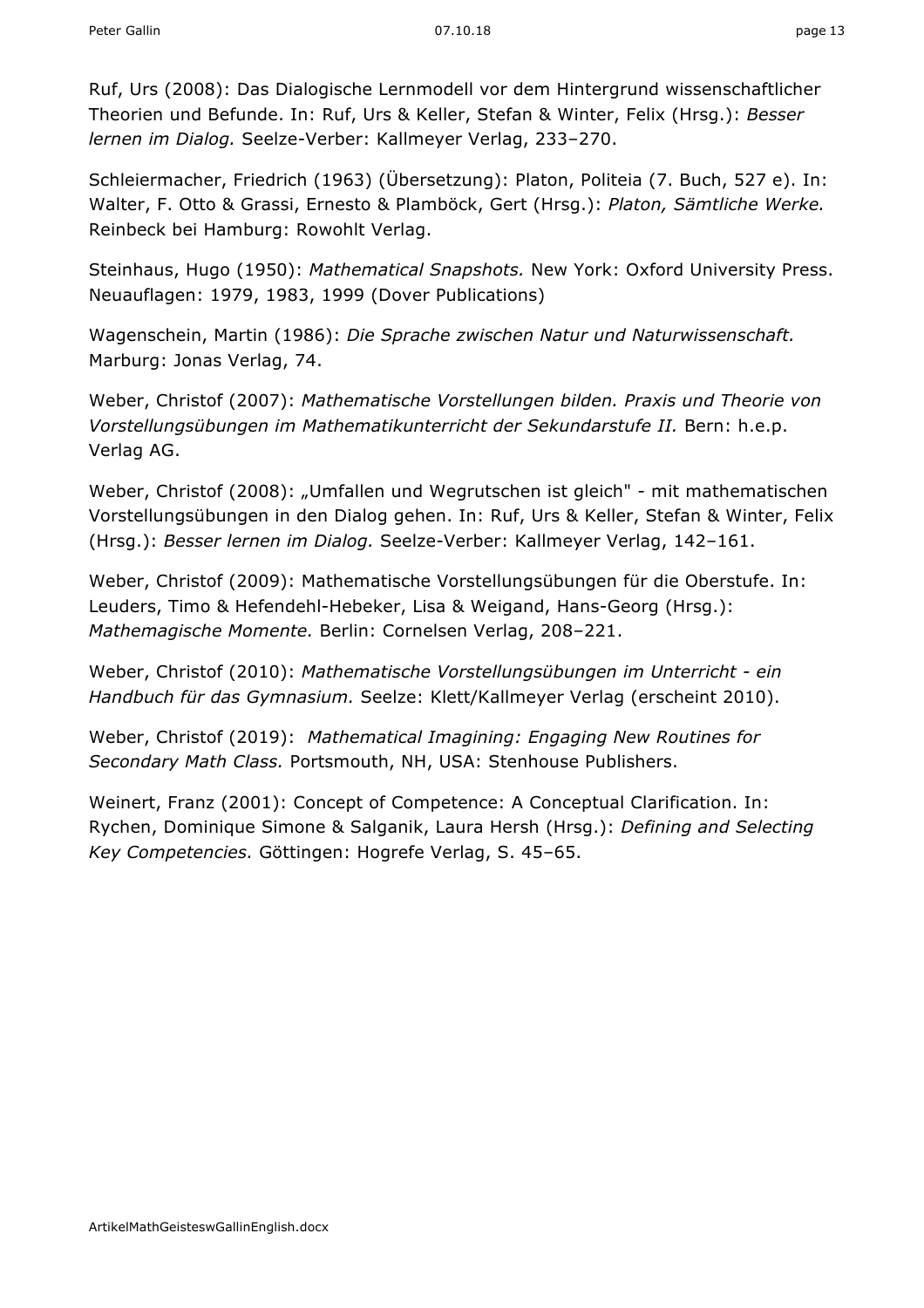Ruf, Urs (2008): Das Dialogische Lernmodell vor dem Hintergrund wissenschaftlicher Theorien und Befunde. In: Ruf, Urs & Keller, Stefan & Winter, Felix (Hrsg.): *Besser lernen im Dialog.* Seelze-Verber: Kallmeyer Verlag, 233–270.

Schleiermacher, Friedrich (1963) (Übersetzung): Platon, Politeia (7. Buch, 527 e). In: Walter, F. Otto & Grassi, Ernesto & Plamböck, Gert (Hrsg.): *Platon, Sämtliche Werke.* Reinbeck bei Hamburg: Rowohlt Verlag.

Steinhaus, Hugo (1950): *Mathematical Snapshots.* New York: Oxford University Press. Neuauflagen: 1979, 1983, 1999 (Dover Publications)

Wagenschein, Martin (1986): *Die Sprache zwischen Natur und Naturwissenschaft.* Marburg: Jonas Verlag, 74.

Weber, Christof (2007): *Mathematische Vorstellungen bilden. Praxis und Theorie von Vorstellungsübungen im Mathematikunterricht der Sekundarstufe II.* Bern: h.e.p. Verlag AG.

Weber, Christof (2008): „Umfallen und Wegrutschen ist gleich" - mit mathematischen Vorstellungsübungen in den Dialog gehen. In: Ruf, Urs & Keller, Stefan & Winter, Felix (Hrsg.): *Besser lernen im Dialog.* Seelze-Verber: Kallmeyer Verlag, 142–161.

Weber, Christof (2009): Mathematische Vorstellungsübungen für die Oberstufe. In: Leuders, Timo & Hefendehl-Hebeker, Lisa & Weigand, Hans-Georg (Hrsg.): *Mathemagische Momente.* Berlin: Cornelsen Verlag, 208–221.

Weber, Christof (2010): *Mathematische Vorstellungsübungen im Unterricht - ein Handbuch für das Gymnasium.* Seelze: Klett/Kallmeyer Verlag (erscheint 2010).

Weber, Christof (2019): *Mathematical Imagining: Engaging New Routines for Secondary Math Class.* Portsmouth, NH, USA: Stenhouse Publishers.

Weinert, Franz (2001): Concept of Competence: A Conceptual Clarification. In: Rychen, Dominique Simone & Salganik, Laura Hersh (Hrsg.): *Defining and Selecting Key Competencies.* Göttingen: Hogrefe Verlag, S. 45–65.